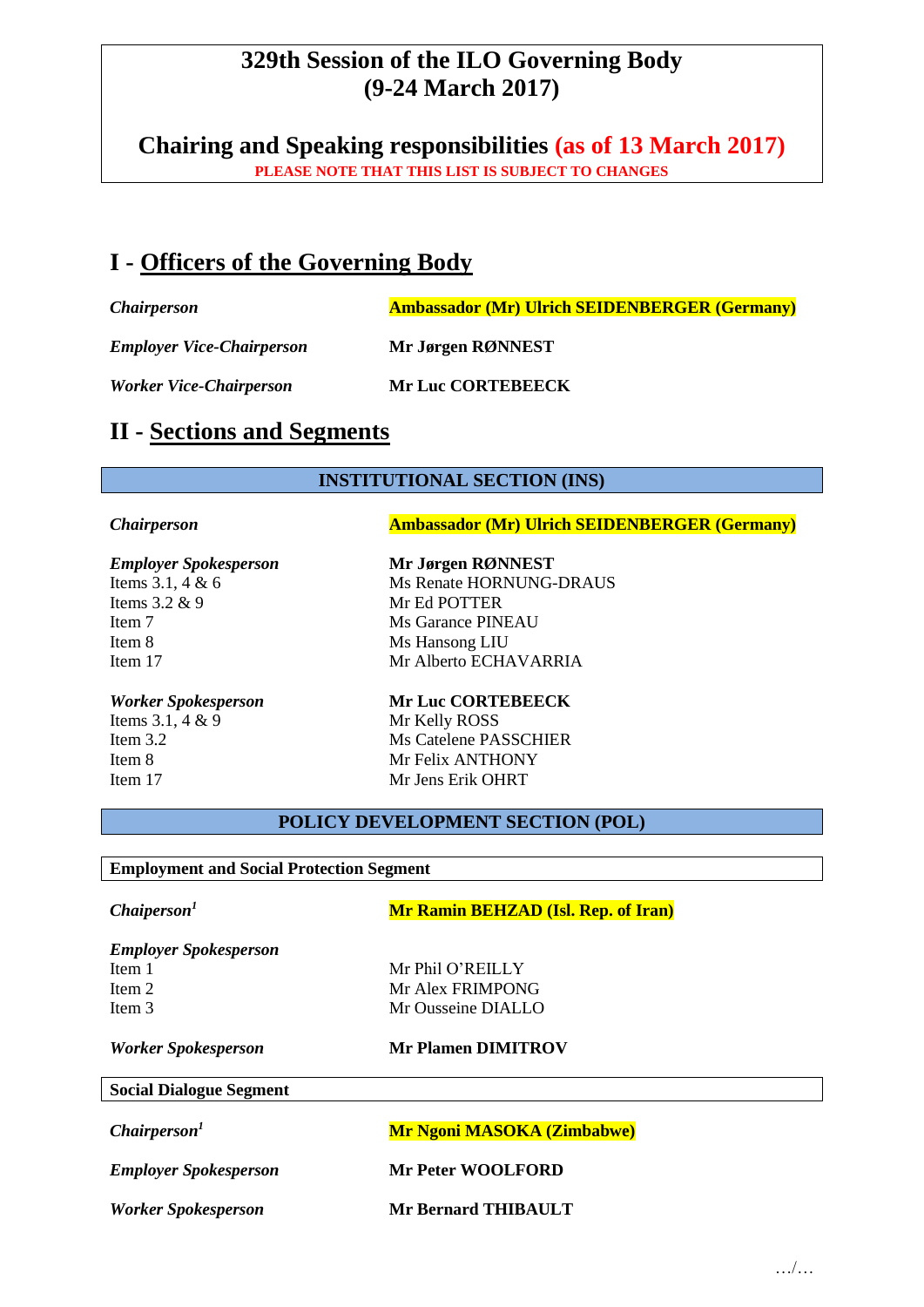# 329th Session of the ILO Governing Body (9-24 March 2017)

## Chairing and Speaking responsibilities (as of 13 March 2017)

**PLEASE NOTE THAT THIS LIST IS SUBJECT TO CHANGES**

## I - Officers of the Governing Body

| | |
|---|---|
| *Chairperson* | **Ambassador (Mr) Ulrich SEIDENBERGER (Germany)** |
| *Employer Vice-Chairperson* | **Mr Jørgen RØNNEST** |
| *Worker Vice-Chairperson* | **Mr Luc CORTEBEECK** |

## II - Sections and Segments

### INSTITUTIONAL SECTION (INS)

| | |
|---|---|
| *Chairperson* | **Ambassador (Mr) Ulrich SEIDENBERGER (Germany)** |
| *Employer Spokesperson* | **Mr Jørgen RØNNEST** |
| Items 3.1, 4 & 6 | Ms Renate HORNUNG-DRAUS |
| Items 3.2 & 9 | Mr Ed POTTER |
| Item 7 | Ms Garance PINEAU |
| Item 8 | Ms Hansong LIU |
| Item 17 | Mr Alberto ECHAVARRIA |
| *Worker Spokesperson* | **Mr Luc CORTEBEECK** |
| Items 3.1, 4 & 9 | Mr Kelly ROSS |
| Item 3.2 | Ms Catelene PASSCHIER |
| Item 8 | Mr Felix ANTHONY |
| Item 17 | Mr Jens Erik OHRT |

### POLICY DEVELOPMENT SECTION (POL)

**Employment and Social Protection Segment**

| | |
|---|---|
| *Chaiperson*[1] | **Mr Ramin BEHZAD (Isl. Rep. of Iran)** |
| *Employer Spokesperson* | |
| Item 1 | Mr Phil O'REILLY |
| Item 2 | Mr Alex FRIMPONG |
| Item 3 | Mr Ousseine DIALLO |
| *Worker Spokesperson* | **Mr Plamen DIMITROV** |

**Social Dialogue Segment**

| | |
|---|---|
| *Chairperson*[1] | **Mr Ngoni MASOKA (Zimbabwe)** |
| *Employer Spokesperson* | **Mr Peter WOOLFORD** |
| *Worker Spokesperson* | **Mr Bernard THIBAULT** |

…/…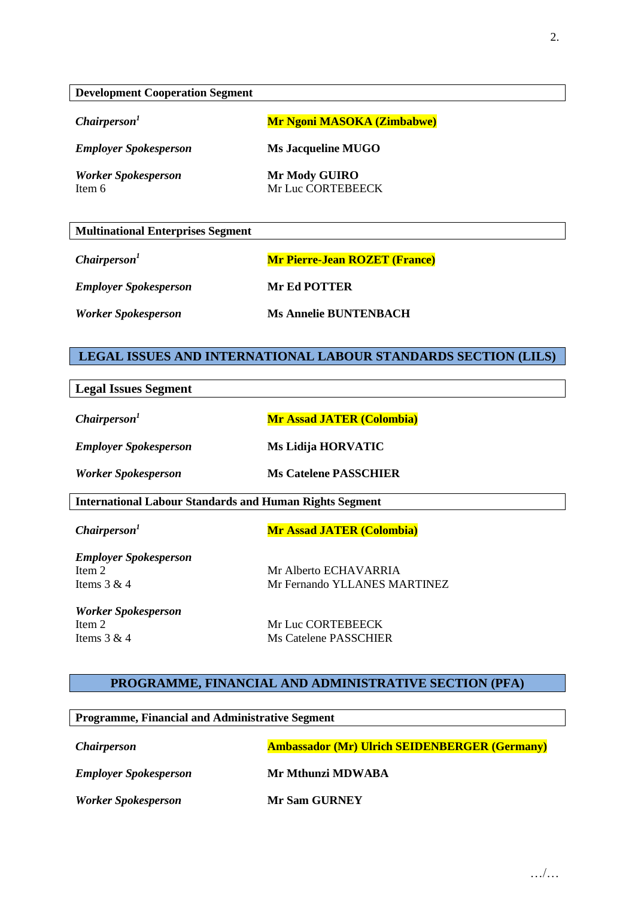### Development Cooperation Segment

| | |
|---|---|
| *Chairperson*[1] | **Mr Ngoni MASOKA (Zimbabwe)** |
| *Employer Spokesperson* | **Ms Jacqueline MUGO** |
| *Worker Spokesperson* | **Mr Mody GUIRO** |
| Item 6 | Mr Luc CORTEBEECK |

### Multinational Enterprises Segment

| | |
|---|---|
| *Chairperson*[1] | **Mr Pierre-Jean ROZET (France)** |
| *Employer Spokesperson* | **Mr Ed POTTER** |
| *Worker Spokesperson* | **Ms Annelie BUNTENBACH** |

## LEGAL ISSUES AND INTERNATIONAL LABOUR STANDARDS SECTION (LILS)

### Legal Issues Segment

| | |
|---|---|
| *Chairperson*[1] | **Mr Assad JATER (Colombia)** |
| *Employer Spokesperson* | **Ms Lidija HORVATIC** |
| *Worker Spokesperson* | **Ms Catelene PASSCHIER** |

### International Labour Standards and Human Rights Segment

| | |
|---|---|
| *Chairperson*[1] | **Mr Assad JATER (Colombia)** |
| *Employer Spokesperson* | |
| Item 2 | Mr Alberto ECHAVARRIA |
| Items 3 & 4 | Mr Fernando YLLANES MARTINEZ |
| *Worker Spokesperson* | |
| Item 2 | Mr Luc CORTEBEECK |
| Items 3 & 4 | Ms Catelene PASSCHIER |

## PROGRAMME, FINANCIAL AND ADMINISTRATIVE SECTION (PFA)

### Programme, Financial and Administrative Segment

| | |
|---|---|
| *Chairperson* | **Ambassador (Mr) Ulrich SEIDENBERGER (Germany)** |
| *Employer Spokesperson* | **Mr Mthunzi MDWABA** |
| *Worker Spokesperson* | **Mr Sam GURNEY** |

…/…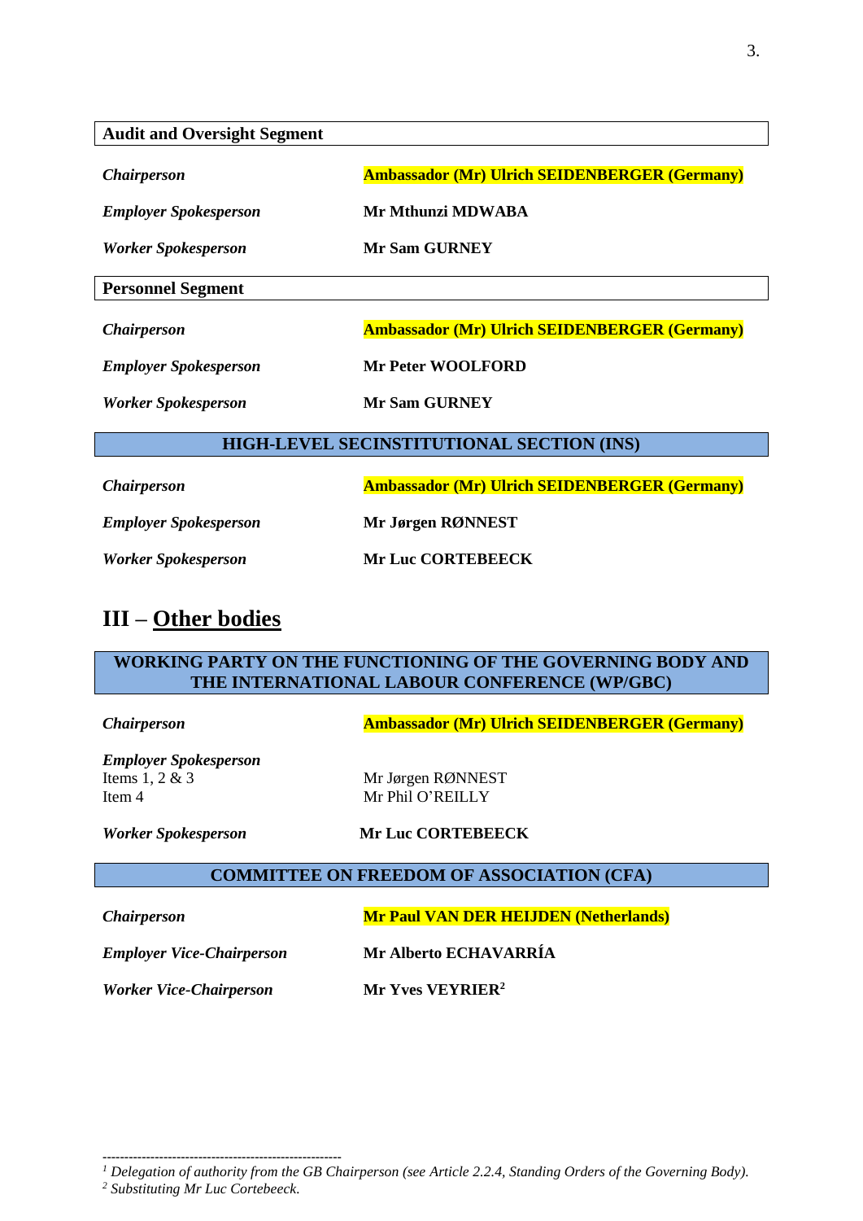**Audit and Oversight Segment**

| | |
|---|---|
| *Chairperson* | **Ambassador (Mr) Ulrich SEIDENBERGER (Germany)** |
| *Employer Spokesperson* | **Mr Mthunzi MDWABA** |
| *Worker Spokesperson* | **Mr Sam GURNEY** |

**Personnel Segment**

| | |
|---|---|
| *Chairperson* | **Ambassador (Mr) Ulrich SEIDENBERGER (Germany)** |
| *Employer Spokesperson* | **Mr Peter WOOLFORD** |
| *Worker Spokesperson* | **Mr Sam GURNEY** |

**HIGH-LEVEL SECINSTITUTIONAL SECTION (INS)**

| | |
|---|---|
| *Chairperson* | **Ambassador (Mr) Ulrich SEIDENBERGER (Germany)** |
| *Employer Spokesperson* | **Mr Jørgen RØNNEST** |
| *Worker Spokesperson* | **Mr Luc CORTEBEECK** |

## III – Other bodies

**WORKING PARTY ON THE FUNCTIONING OF THE GOVERNING BODY AND THE INTERNATIONAL LABOUR CONFERENCE (WP/GBC)**

| | |
|---|---|
| *Chairperson* | **Ambassador (Mr) Ulrich SEIDENBERGER (Germany)** |
| *Employer Spokesperson* | |
| Items 1, 2 & 3 | Mr Jørgen RØNNEST |
| Item 4 | Mr Phil O'REILLY |
| *Worker Spokesperson* | **Mr Luc CORTEBEECK** |

**COMMITTEE ON FREEDOM OF ASSOCIATION (CFA)**

| | |
|---|---|
| *Chairperson* | **Mr Paul VAN DER HEIJDEN (Netherlands)** |
| *Employer Vice-Chairperson* | **Mr Alberto ECHAVARRÍA** |
| *Worker Vice-Chairperson* | **Mr Yves VEYRIER**[2] |

---

[1] *Delegation of authority from the GB Chairperson (see Article 2.2.4, Standing Orders of the Governing Body).*

[2] *Substituting Mr Luc Cortebeeck.*